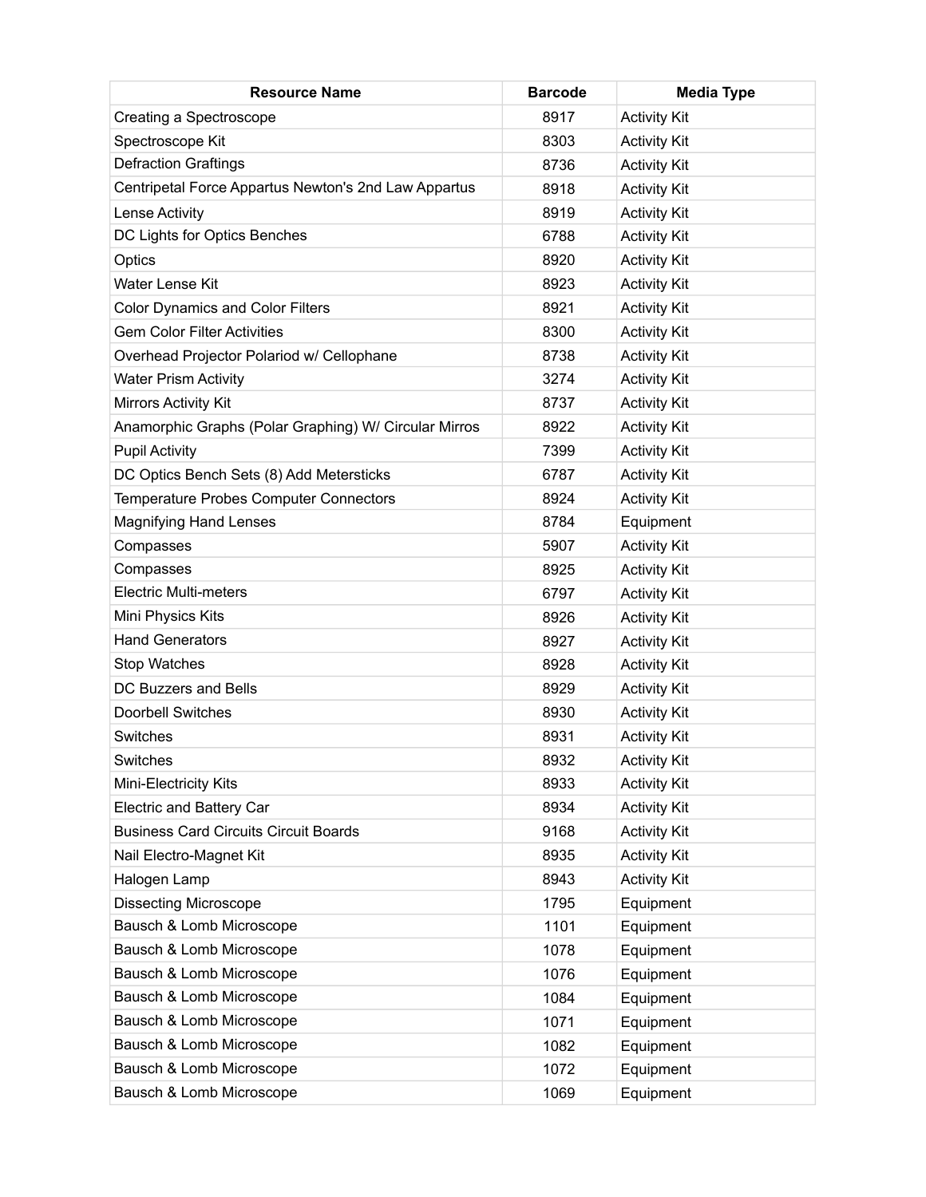| Resource Name | Barcode | Media Type |
|---|---|---|
| Creating a Spectroscope | 8917 | Activity Kit |
| Spectroscope Kit | 8303 | Activity Kit |
| Defraction Graftings | 8736 | Activity Kit |
| Centripetal Force Appartus Newton's 2nd Law Appartus | 8918 | Activity Kit |
| Lense Activity | 8919 | Activity Kit |
| DC Lights for Optics Benches | 6788 | Activity Kit |
| Optics | 8920 | Activity Kit |
| Water Lense Kit | 8923 | Activity Kit |
| Color Dynamics and Color Filters | 8921 | Activity Kit |
| Gem Color Filter Activities | 8300 | Activity Kit |
| Overhead Projector Polariod w/ Cellophane | 8738 | Activity Kit |
| Water Prism Activity | 3274 | Activity Kit |
| Mirrors Activity Kit | 8737 | Activity Kit |
| Anamorphic Graphs (Polar Graphing) W/ Circular Mirros | 8922 | Activity Kit |
| Pupil Activity | 7399 | Activity Kit |
| DC Optics Bench Sets (8) Add Metersticks | 6787 | Activity Kit |
| Temperature Probes Computer Connectors | 8924 | Activity Kit |
| Magnifying Hand Lenses | 8784 | Equipment |
| Compasses | 5907 | Activity Kit |
| Compasses | 8925 | Activity Kit |
| Electric Multi-meters | 6797 | Activity Kit |
| Mini Physics Kits | 8926 | Activity Kit |
| Hand Generators | 8927 | Activity Kit |
| Stop Watches | 8928 | Activity Kit |
| DC Buzzers and Bells | 8929 | Activity Kit |
| Doorbell Switches | 8930 | Activity Kit |
| Switches | 8931 | Activity Kit |
| Switches | 8932 | Activity Kit |
| Mini-Electricity Kits | 8933 | Activity Kit |
| Electric and Battery Car | 8934 | Activity Kit |
| Business Card Circuits Circuit Boards | 9168 | Activity Kit |
| Nail Electro-Magnet Kit | 8935 | Activity Kit |
| Halogen Lamp | 8943 | Activity Kit |
| Dissecting Microscope | 1795 | Equipment |
| Bausch & Lomb Microscope | 1101 | Equipment |
| Bausch & Lomb Microscope | 1078 | Equipment |
| Bausch & Lomb Microscope | 1076 | Equipment |
| Bausch & Lomb Microscope | 1084 | Equipment |
| Bausch & Lomb Microscope | 1071 | Equipment |
| Bausch & Lomb Microscope | 1082 | Equipment |
| Bausch & Lomb Microscope | 1072 | Equipment |
| Bausch & Lomb Microscope | 1069 | Equipment |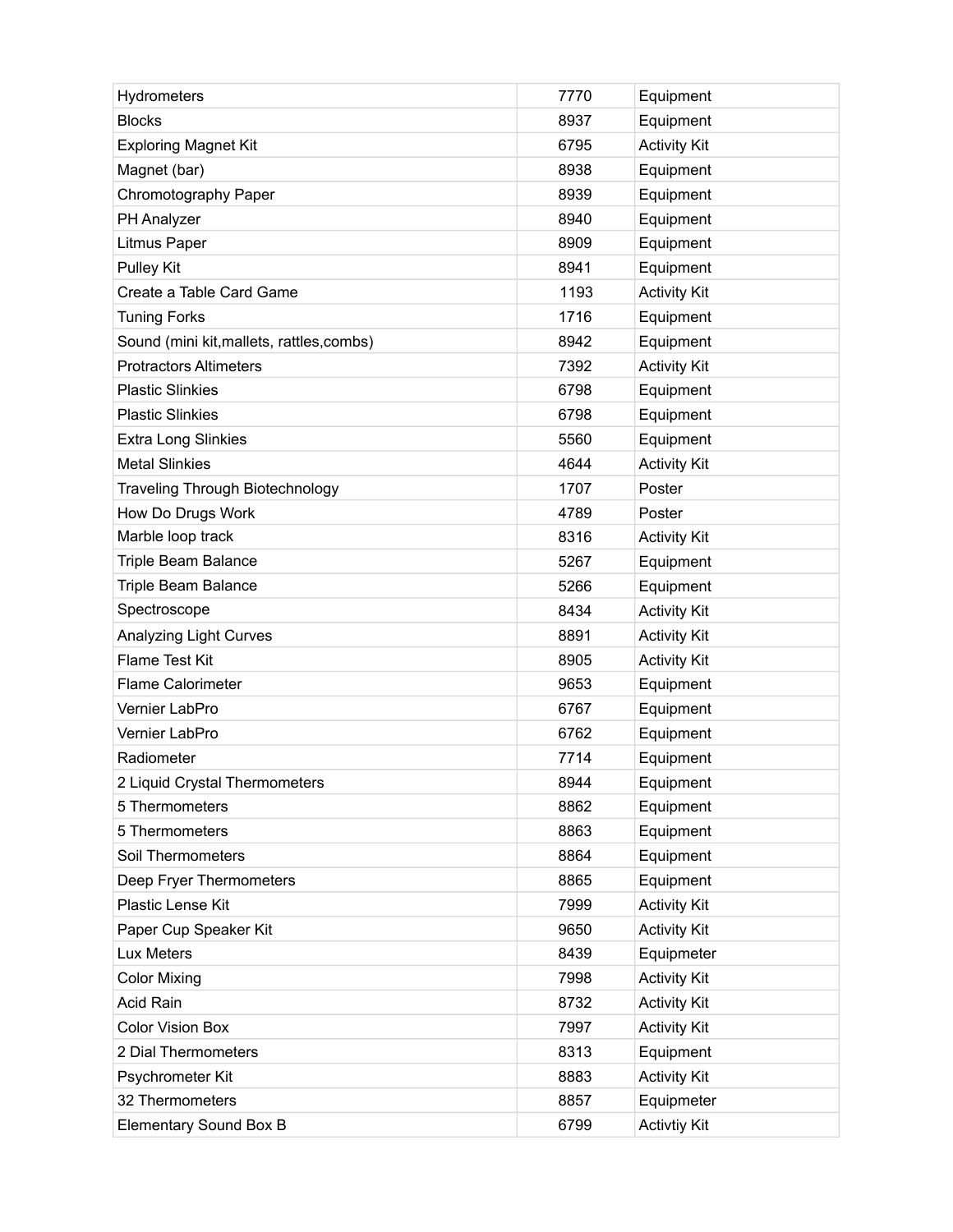| | | |
|---|---|---|
| Hydrometers | 7770 | Equipment |
| Blocks | 8937 | Equipment |
| Exploring Magnet Kit | 6795 | Activity Kit |
| Magnet (bar) | 8938 | Equipment |
| Chromotography Paper | 8939 | Equipment |
| PH Analyzer | 8940 | Equipment |
| Litmus Paper | 8909 | Equipment |
| Pulley Kit | 8941 | Equipment |
| Create a Table Card Game | 1193 | Activity Kit |
| Tuning Forks | 1716 | Equipment |
| Sound (mini kit,mallets, rattles,combs) | 8942 | Equipment |
| Protractors Altimeters | 7392 | Activity Kit |
| Plastic Slinkies | 6798 | Equipment |
| Plastic Slinkies | 6798 | Equipment |
| Extra Long Slinkies | 5560 | Equipment |
| Metal Slinkies | 4644 | Activity Kit |
| Traveling Through Biotechnology | 1707 | Poster |
| How Do Drugs Work | 4789 | Poster |
| Marble loop track | 8316 | Activity Kit |
| Triple Beam Balance | 5267 | Equipment |
| Triple Beam Balance | 5266 | Equipment |
| Spectroscope | 8434 | Activity Kit |
| Analyzing Light Curves | 8891 | Activity Kit |
| Flame Test Kit | 8905 | Activity Kit |
| Flame Calorimeter | 9653 | Equipment |
| Vernier LabPro | 6767 | Equipment |
| Vernier LabPro | 6762 | Equipment |
| Radiometer | 7714 | Equipment |
| 2 Liquid Crystal Thermometers | 8944 | Equipment |
| 5 Thermometers | 8862 | Equipment |
| 5 Thermometers | 8863 | Equipment |
| Soil Thermometers | 8864 | Equipment |
| Deep Fryer Thermometers | 8865 | Equipment |
| Plastic Lense Kit | 7999 | Activity Kit |
| Paper Cup Speaker Kit | 9650 | Activity Kit |
| Lux Meters | 8439 | Equipmeter |
| Color Mixing | 7998 | Activity Kit |
| Acid Rain | 8732 | Activity Kit |
| Color Vision Box | 7997 | Activity Kit |
| 2 Dial Thermometers | 8313 | Equipment |
| Psychrometer Kit | 8883 | Activity Kit |
| 32 Thermometers | 8857 | Equipmeter |
| Elementary Sound Box B | 6799 | Activtiy Kit |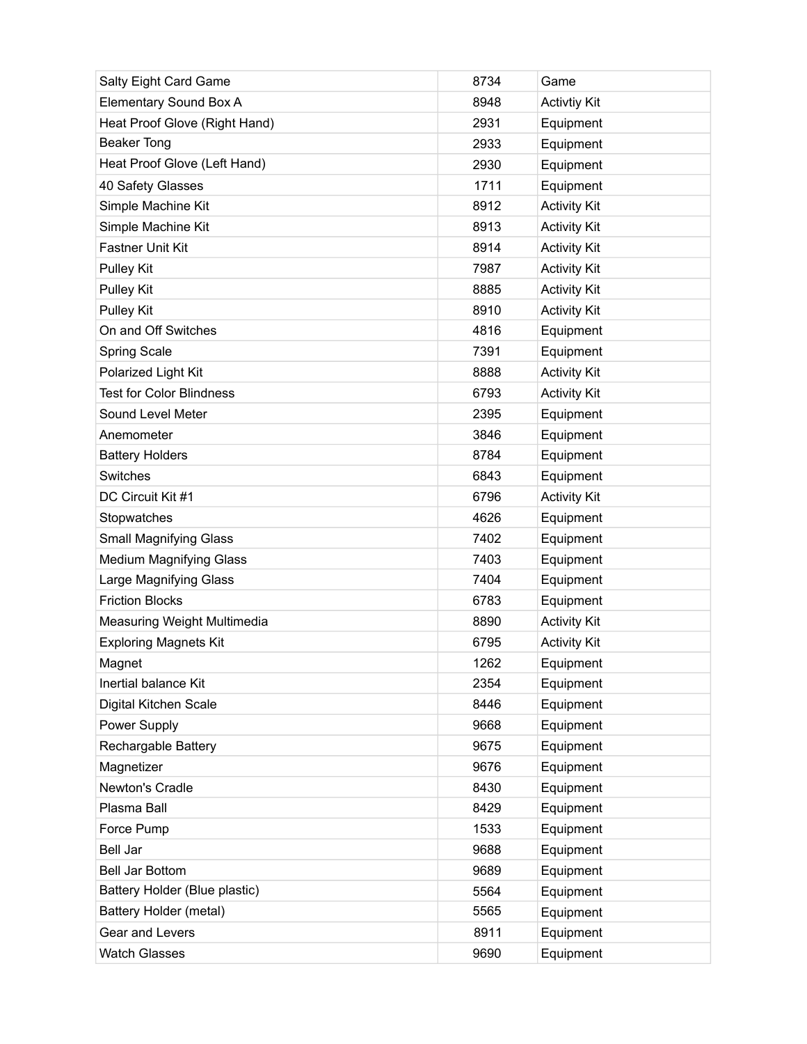| | | |
|---|---|---|
| Salty Eight Card Game | 8734 | Game |
| Elementary Sound Box A | 8948 | Activtiy Kit |
| Heat Proof Glove (Right Hand) | 2931 | Equipment |
| Beaker Tong | 2933 | Equipment |
| Heat Proof Glove (Left Hand) | 2930 | Equipment |
| 40 Safety Glasses | 1711 | Equipment |
| Simple Machine Kit | 8912 | Activity Kit |
| Simple Machine Kit | 8913 | Activity Kit |
| Fastner Unit Kit | 8914 | Activity Kit |
| Pulley Kit | 7987 | Activity Kit |
| Pulley Kit | 8885 | Activity Kit |
| Pulley Kit | 8910 | Activity Kit |
| On and Off Switches | 4816 | Equipment |
| Spring Scale | 7391 | Equipment |
| Polarized Light Kit | 8888 | Activity Kit |
| Test for Color Blindness | 6793 | Activity Kit |
| Sound Level Meter | 2395 | Equipment |
| Anemometer | 3846 | Equipment |
| Battery Holders | 8784 | Equipment |
| Switches | 6843 | Equipment |
| DC Circuit Kit #1 | 6796 | Activity Kit |
| Stopwatches | 4626 | Equipment |
| Small Magnifying Glass | 7402 | Equipment |
| Medium Magnifying Glass | 7403 | Equipment |
| Large Magnifying Glass | 7404 | Equipment |
| Friction Blocks | 6783 | Equipment |
| Measuring Weight Multimedia | 8890 | Activity Kit |
| Exploring Magnets Kit | 6795 | Activity Kit |
| Magnet | 1262 | Equipment |
| Inertial balance Kit | 2354 | Equipment |
| Digital Kitchen Scale | 8446 | Equipment |
| Power Supply | 9668 | Equipment |
| Rechargable Battery | 9675 | Equipment |
| Magnetizer | 9676 | Equipment |
| Newton's Cradle | 8430 | Equipment |
| Plasma Ball | 8429 | Equipment |
| Force Pump | 1533 | Equipment |
| Bell Jar | 9688 | Equipment |
| Bell Jar Bottom | 9689 | Equipment |
| Battery Holder (Blue plastic) | 5564 | Equipment |
| Battery Holder (metal) | 5565 | Equipment |
| Gear and Levers | 8911 | Equipment |
| Watch Glasses | 9690 | Equipment |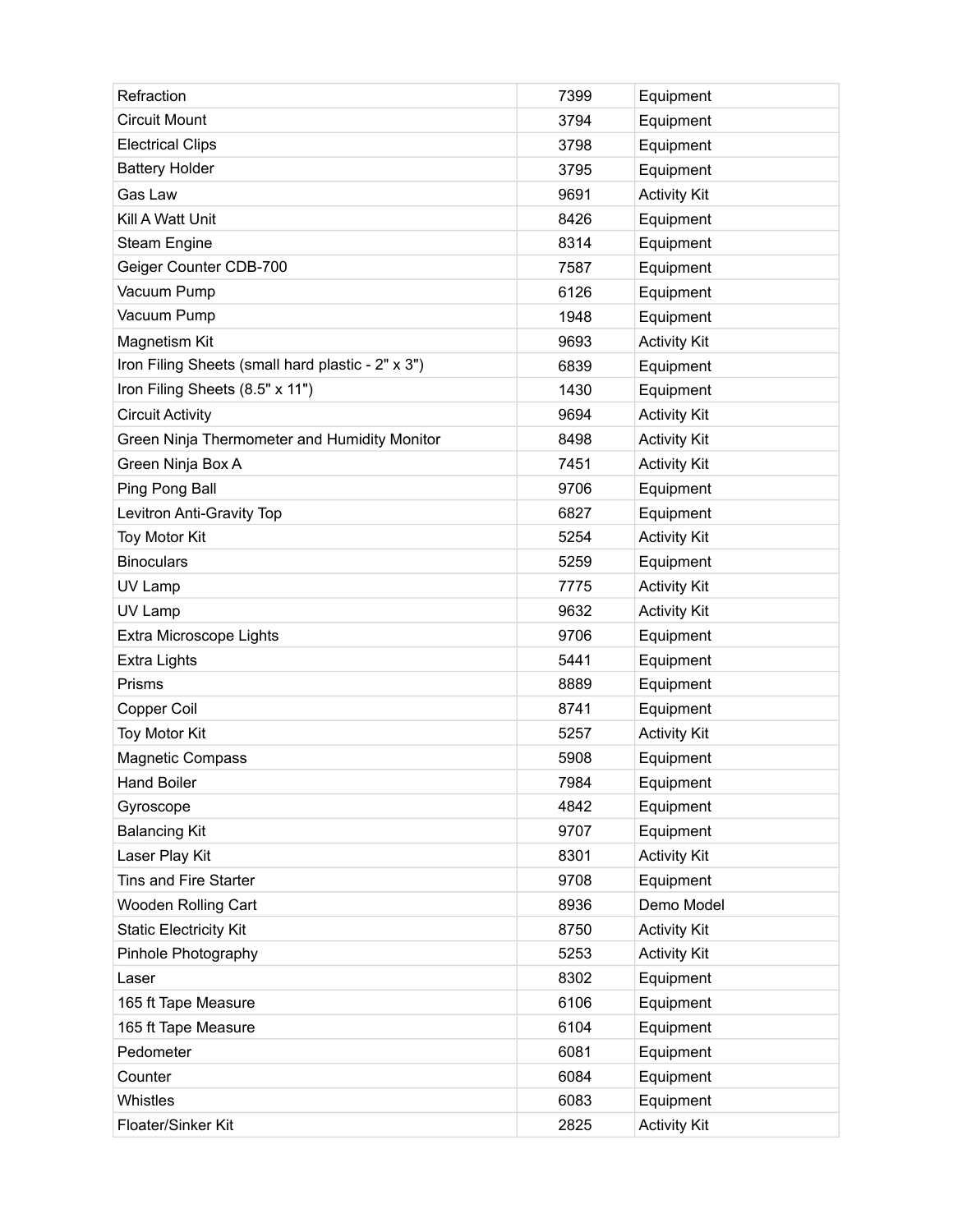| | | |
|---|---|---|
| Refraction | 7399 | Equipment |
| Circuit Mount | 3794 | Equipment |
| Electrical Clips | 3798 | Equipment |
| Battery Holder | 3795 | Equipment |
| Gas Law | 9691 | Activity Kit |
| Kill A Watt Unit | 8426 | Equipment |
| Steam Engine | 8314 | Equipment |
| Geiger Counter CDB-700 | 7587 | Equipment |
| Vacuum Pump | 6126 | Equipment |
| Vacuum Pump | 1948 | Equipment |
| Magnetism Kit | 9693 | Activity Kit |
| Iron Filing Sheets (small hard plastic - 2" x 3") | 6839 | Equipment |
| Iron Filing Sheets (8.5" x 11") | 1430 | Equipment |
| Circuit Activity | 9694 | Activity Kit |
| Green Ninja Thermometer and Humidity Monitor | 8498 | Activity Kit |
| Green Ninja Box A | 7451 | Activity Kit |
| Ping Pong Ball | 9706 | Equipment |
| Levitron Anti-Gravity Top | 6827 | Equipment |
| Toy Motor Kit | 5254 | Activity Kit |
| Binoculars | 5259 | Equipment |
| UV Lamp | 7775 | Activity Kit |
| UV Lamp | 9632 | Activity Kit |
| Extra Microscope Lights | 9706 | Equipment |
| Extra Lights | 5441 | Equipment |
| Prisms | 8889 | Equipment |
| Copper Coil | 8741 | Equipment |
| Toy Motor Kit | 5257 | Activity Kit |
| Magnetic Compass | 5908 | Equipment |
| Hand Boiler | 7984 | Equipment |
| Gyroscope | 4842 | Equipment |
| Balancing Kit | 9707 | Equipment |
| Laser Play Kit | 8301 | Activity Kit |
| Tins and Fire Starter | 9708 | Equipment |
| Wooden Rolling Cart | 8936 | Demo Model |
| Static Electricity Kit | 8750 | Activity Kit |
| Pinhole Photography | 5253 | Activity Kit |
| Laser | 8302 | Equipment |
| 165 ft Tape Measure | 6106 | Equipment |
| 165 ft Tape Measure | 6104 | Equipment |
| Pedometer | 6081 | Equipment |
| Counter | 6084 | Equipment |
| Whistles | 6083 | Equipment |
| Floater/Sinker Kit | 2825 | Activity Kit |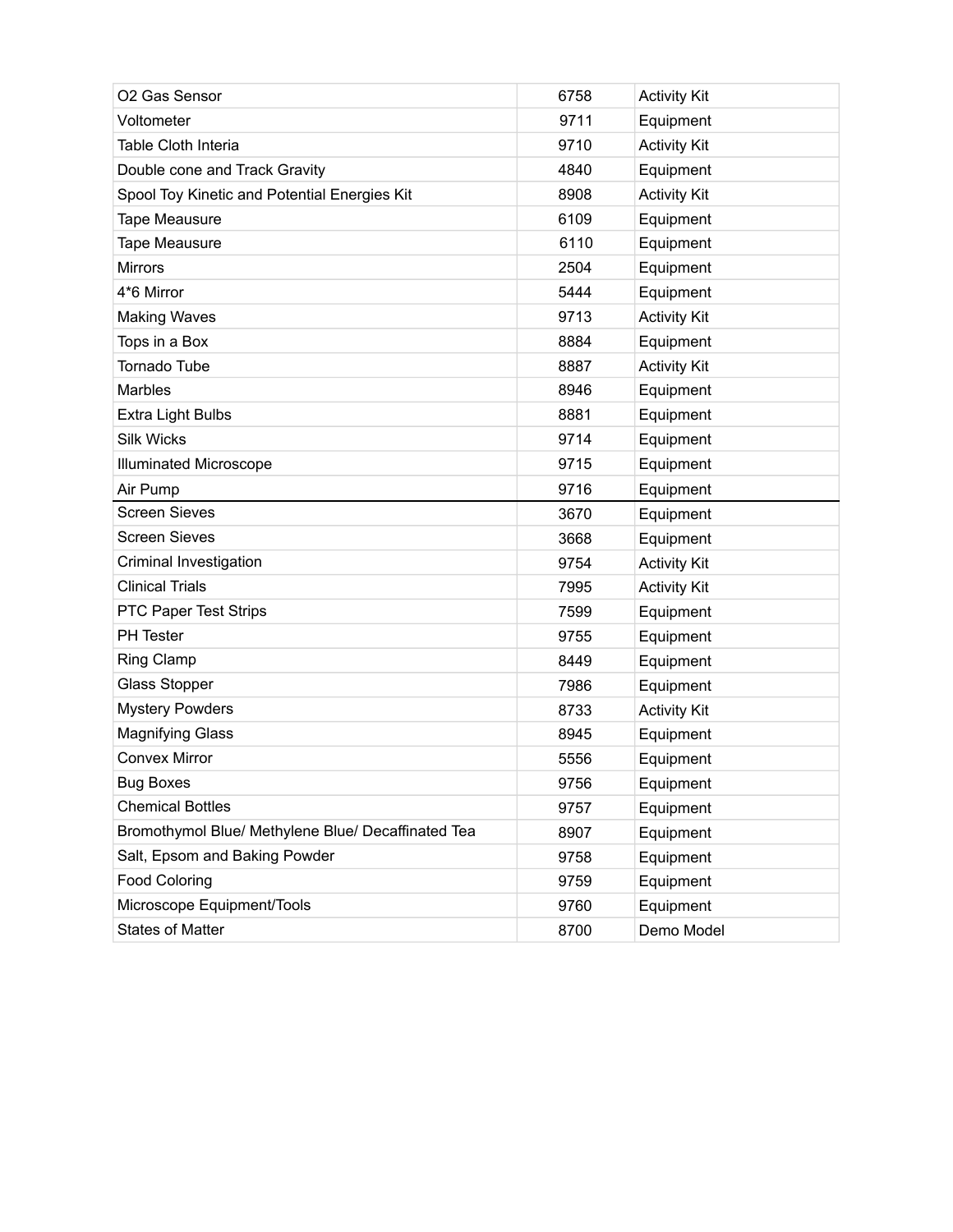| | | |
|---|---|---|
| O2 Gas Sensor | 6758 | Activity Kit |
| Voltometer | 9711 | Equipment |
| Table Cloth Interia | 9710 | Activity Kit |
| Double cone and Track Gravity | 4840 | Equipment |
| Spool Toy Kinetic and Potential Energies Kit | 8908 | Activity Kit |
| Tape Meausure | 6109 | Equipment |
| Tape Meausure | 6110 | Equipment |
| Mirrors | 2504 | Equipment |
| 4*6 Mirror | 5444 | Equipment |
| Making Waves | 9713 | Activity Kit |
| Tops in a Box | 8884 | Equipment |
| Tornado Tube | 8887 | Activity Kit |
| Marbles | 8946 | Equipment |
| Extra Light Bulbs | 8881 | Equipment |
| Silk Wicks | 9714 | Equipment |
| Illuminated Microscope | 9715 | Equipment |
| Air Pump | 9716 | Equipment |
| Screen Sieves | 3670 | Equipment |
| Screen Sieves | 3668 | Equipment |
| Criminal Investigation | 9754 | Activity Kit |
| Clinical Trials | 7995 | Activity Kit |
| PTC Paper Test Strips | 7599 | Equipment |
| PH Tester | 9755 | Equipment |
| Ring Clamp | 8449 | Equipment |
| Glass Stopper | 7986 | Equipment |
| Mystery Powders | 8733 | Activity Kit |
| Magnifying Glass | 8945 | Equipment |
| Convex Mirror | 5556 | Equipment |
| Bug Boxes | 9756 | Equipment |
| Chemical Bottles | 9757 | Equipment |
| Bromothymol Blue/ Methylene Blue/ Decaffinated Tea | 8907 | Equipment |
| Salt, Epsom and Baking Powder | 9758 | Equipment |
| Food Coloring | 9759 | Equipment |
| Microscope Equipment/Tools | 9760 | Equipment |
| States of Matter | 8700 | Demo Model |